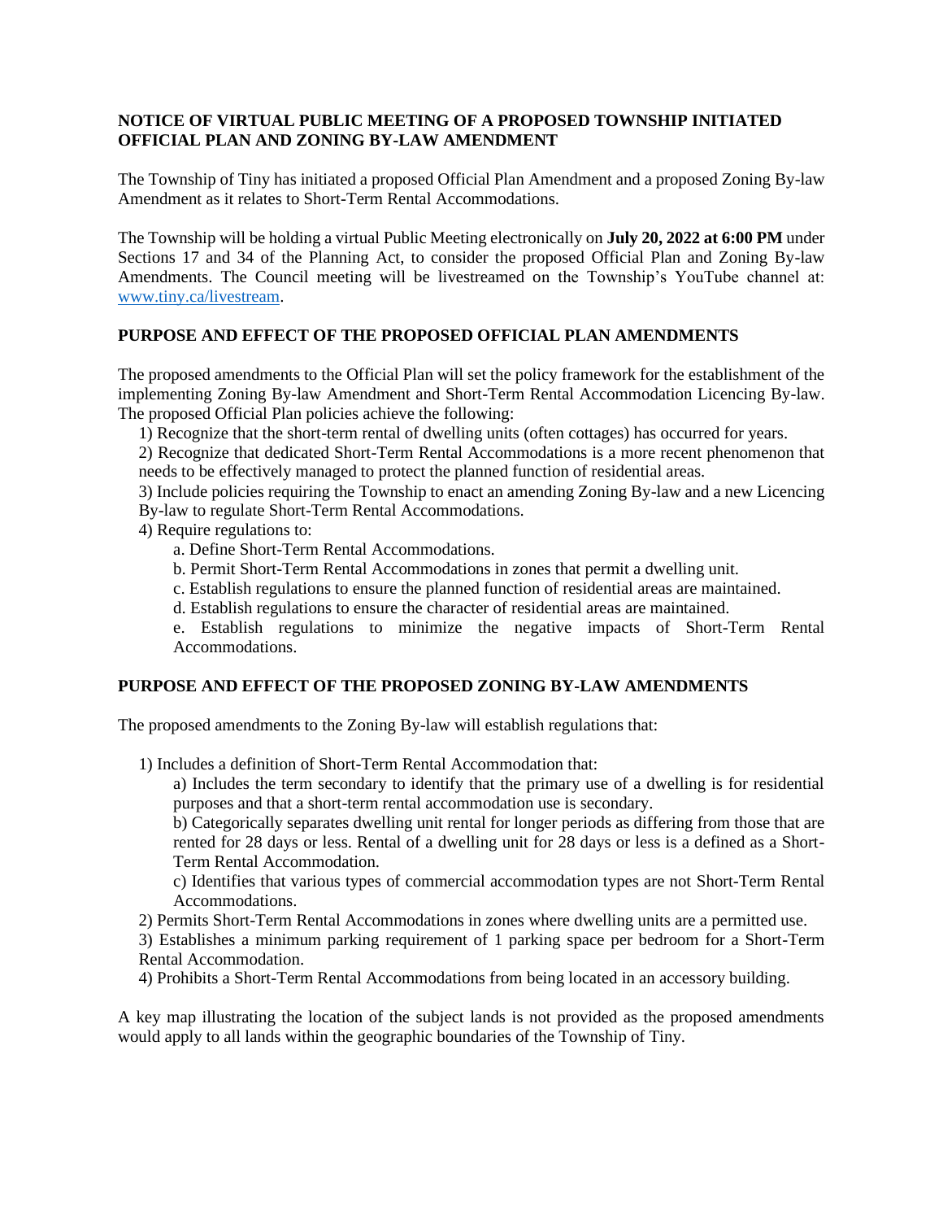**NOTICE OF VIRTUAL PUBLIC MEETING OF A PROPOSED TOWNSHIP INITIATED OFFICIAL PLAN AND ZONING BY-LAW AMENDMENT**

The Township of Tiny has initiated a proposed Official Plan Amendment and a proposed Zoning By-law Amendment as it relates to Short-Term Rental Accommodations.

The Township will be holding a virtual Public Meeting electronically on **July 20, 2022 at 6:00 PM** under Sections 17 and 34 of the Planning Act, to consider the proposed Official Plan and Zoning By-law Amendments. The Council meeting will be livestreamed on the Township's YouTube channel at: [www.tiny.ca/livestream](www.tiny.ca/livestream).

**PURPOSE AND EFFECT OF THE PROPOSED OFFICIAL PLAN AMENDMENTS**

The proposed amendments to the Official Plan will set the policy framework for the establishment of the implementing Zoning By-law Amendment and Short-Term Rental Accommodation Licencing By-law. The proposed Official Plan policies achieve the following:

1) Recognize that the short-term rental of dwelling units (often cottages) has occurred for years.
2) Recognize that dedicated Short-Term Rental Accommodations is a more recent phenomenon that needs to be effectively managed to protect the planned function of residential areas.
3) Include policies requiring the Township to enact an amending Zoning By-law and a new Licencing By-law to regulate Short-Term Rental Accommodations.
4) Require regulations to:
    a. Define Short-Term Rental Accommodations.
    b. Permit Short-Term Rental Accommodations in zones that permit a dwelling unit.
    c. Establish regulations to ensure the planned function of residential areas are maintained.
    d. Establish regulations to ensure the character of residential areas are maintained.
    e. Establish regulations to minimize the negative impacts of Short-Term Rental Accommodations.

**PURPOSE AND EFFECT OF THE PROPOSED ZONING BY-LAW AMENDMENTS**

The proposed amendments to the Zoning By-law will establish regulations that:

1) Includes a definition of Short-Term Rental Accommodation that:
    a) Includes the term secondary to identify that the primary use of a dwelling is for residential purposes and that a short-term rental accommodation use is secondary.
    b) Categorically separates dwelling unit rental for longer periods as differing from those that are rented for 28 days or less. Rental of a dwelling unit for 28 days or less is a defined as a Short-Term Rental Accommodation.
    c) Identifies that various types of commercial accommodation types are not Short-Term Rental Accommodations.
2) Permits Short-Term Rental Accommodations in zones where dwelling units are a permitted use.
3) Establishes a minimum parking requirement of 1 parking space per bedroom for a Short-Term Rental Accommodation.
4) Prohibits a Short-Term Rental Accommodations from being located in an accessory building.

A key map illustrating the location of the subject lands is not provided as the proposed amendments would apply to all lands within the geographic boundaries of the Township of Tiny.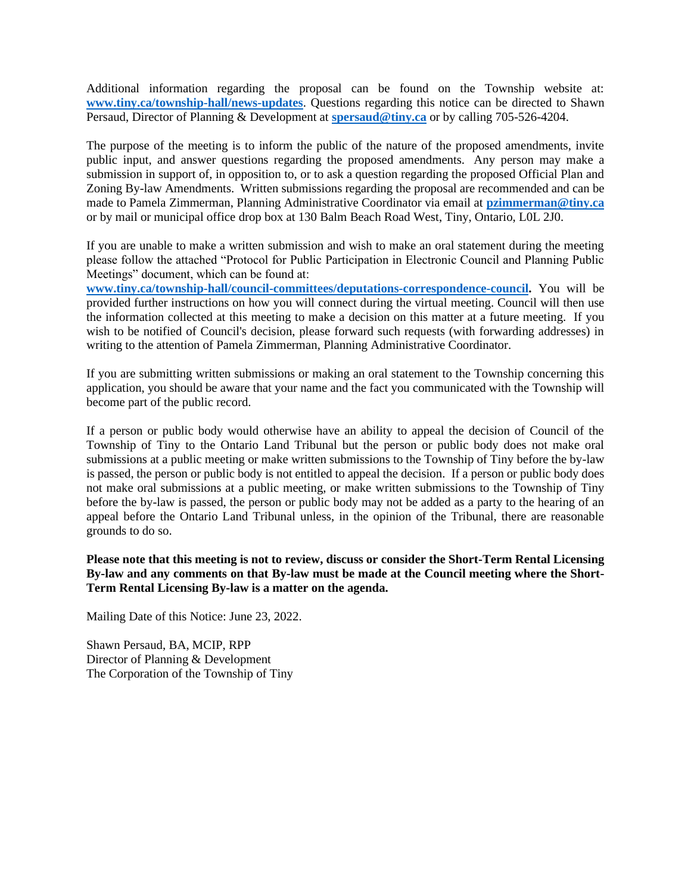Additional information regarding the proposal can be found on the Township website at: **[www.tiny.ca/township-hall/news-updates](www.tiny.ca/township-hall/news-updates)**. Questions regarding this notice can be directed to Shawn Persaud, Director of Planning & Development at **[spersaud@tiny.ca](mailto:spersaud@tiny.ca)** or by calling 705-526-4204.

The purpose of the meeting is to inform the public of the nature of the proposed amendments, invite public input, and answer questions regarding the proposed amendments. Any person may make a submission in support of, in opposition to, or to ask a question regarding the proposed Official Plan and Zoning By-law Amendments. Written submissions regarding the proposal are recommended and can be made to Pamela Zimmerman, Planning Administrative Coordinator via email at **[pzimmerman@tiny.ca](mailto:pzimmerman@tiny.ca)** or by mail or municipal office drop box at 130 Balm Beach Road West, Tiny, Ontario, L0L 2J0.

If you are unable to make a written submission and wish to make an oral statement during the meeting please follow the attached "Protocol for Public Participation in Electronic Council and Planning Public Meetings" document, which can be found at: **[www.tiny.ca/township-hall/council-committees/deputations-correspondence-council](www.tiny.ca/township-hall/council-committees/deputations-correspondence-council).** You will be provided further instructions on how you will connect during the virtual meeting. Council will then use the information collected at this meeting to make a decision on this matter at a future meeting. If you wish to be notified of Council's decision, please forward such requests (with forwarding addresses) in writing to the attention of Pamela Zimmerman, Planning Administrative Coordinator.

If you are submitting written submissions or making an oral statement to the Township concerning this application, you should be aware that your name and the fact you communicated with the Township will become part of the public record.

If a person or public body would otherwise have an ability to appeal the decision of Council of the Township of Tiny to the Ontario Land Tribunal but the person or public body does not make oral submissions at a public meeting or make written submissions to the Township of Tiny before the by-law is passed, the person or public body is not entitled to appeal the decision. If a person or public body does not make oral submissions at a public meeting, or make written submissions to the Township of Tiny before the by-law is passed, the person or public body may not be added as a party to the hearing of an appeal before the Ontario Land Tribunal unless, in the opinion of the Tribunal, there are reasonable grounds to do so.

**Please note that this meeting is not to review, discuss or consider the Short-Term Rental Licensing By-law and any comments on that By-law must be made at the Council meeting where the Short-Term Rental Licensing By-law is a matter on the agenda.**

Mailing Date of this Notice: June 23, 2022.

Shawn Persaud, BA, MCIP, RPP
Director of Planning & Development
The Corporation of the Township of Tiny